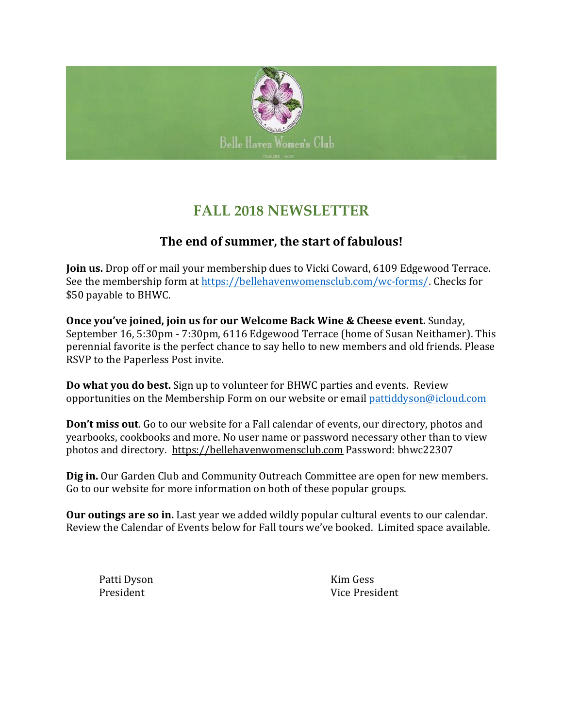Belle Haven Women's Club

# FALL 2018 NEWSLETTER

## The end of summer, the start of fabulous!

**Join us.** Drop off or mail your membership dues to Vicki Coward, 6109 Edgewood Terrace. See the membership form at https://bellehavenwomensclub.com/wc-forms/. Checks for $50 payable to BHWC.

**Once you've joined, join us for our Welcome Back Wine & Cheese event.** Sunday, September 16, 5:30pm - 7:30pm, 6116 Edgewood Terrace (home of Susan Neithamer). This perennial favorite is the perfect chance to say hello to new members and old friends. Please RSVP to the Paperless Post invite.

**Do what you do best.** Sign up to volunteer for BHWC parties and events. Review opportunities on the Membership Form on our website or email pattiddyson@icloud.com

**Don't miss out**. Go to our website for a Fall calendar of events, our directory, photos and yearbooks, cookbooks and more. No user name or password necessary other than to view photos and directory. https://bellehavenwomensclub.com Password: bhwc22307

**Dig in.** Our Garden Club and Community Outreach Committee are open for new members. Go to our website for more information on both of these popular groups.

**Our outings are so in.** Last year we added wildly popular cultural events to our calendar. Review the Calendar of Events below for Fall tours we've booked. Limited space available.

Patti Dyson
President

Kim Gess
Vice President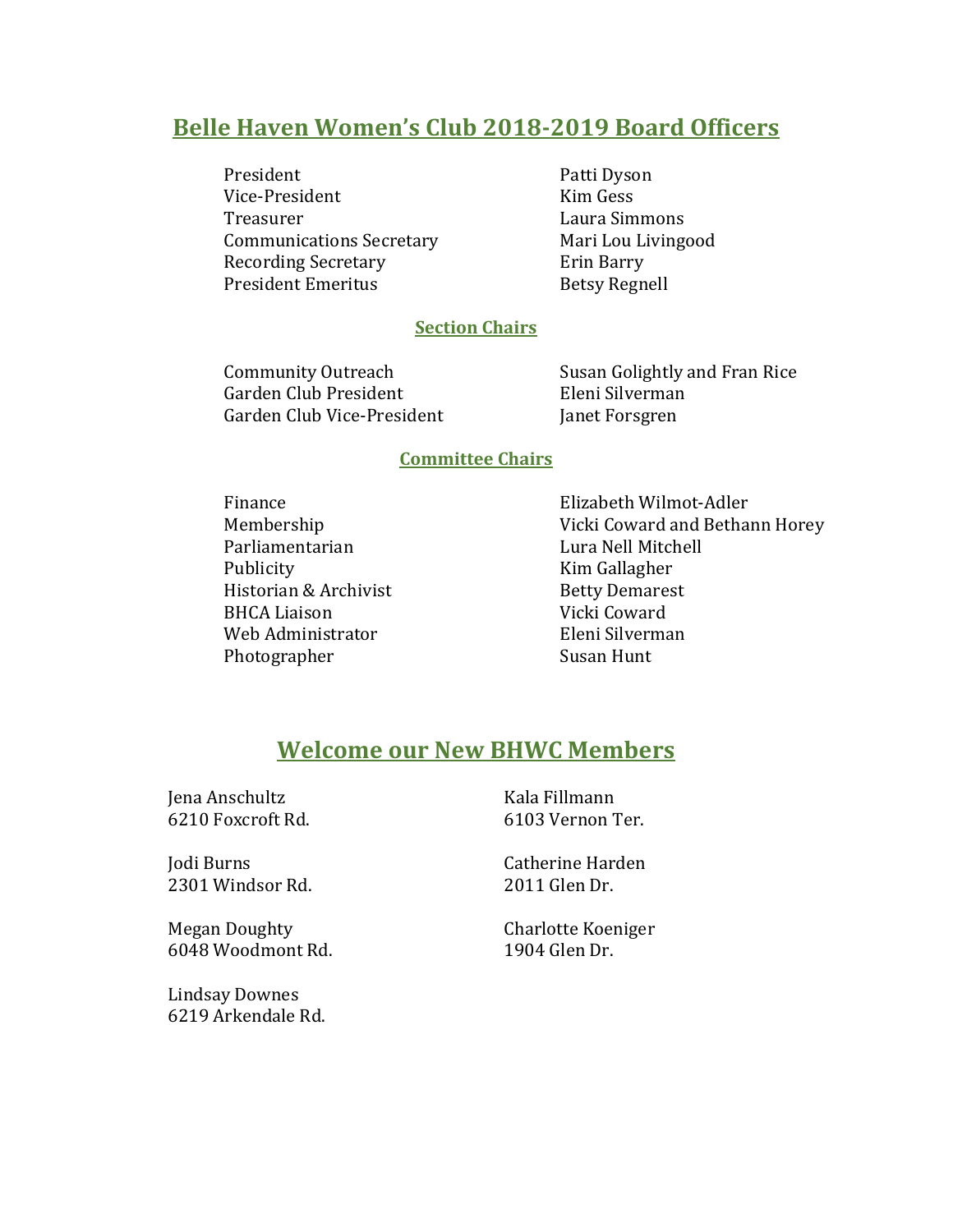## Belle Haven Women's Club 2018-2019 Board Officers

| | |
|---|---|
| President | Patti Dyson |
| Vice-President | Kim Gess |
| Treasurer | Laura Simmons |
| Communications Secretary | Mari Lou Livingood |
| Recording Secretary | Erin Barry |
| President Emeritus | Betsy Regnell |

### Section Chairs

| | |
|---|---|
| Community Outreach | Susan Golightly and Fran Rice |
| Garden Club President | Eleni Silverman |
| Garden Club Vice-President | Janet Forsgren |

### Committee Chairs

| | |
|---|---|
| Finance | Elizabeth Wilmot-Adler |
| Membership | Vicki Coward and Bethann Horey |
| Parliamentarian | Lura Nell Mitchell |
| Publicity | Kim Gallagher |
| Historian & Archivist | Betty Demarest |
| BHCA Liaison | Vicki Coward |
| Web Administrator | Eleni Silverman |
| Photographer | Susan Hunt |

## Welcome our New BHWC Members

Jena Anschultz
6210 Foxcroft Rd.

Jodi Burns
2301 Windsor Rd.

Megan Doughty
6048 Woodmont Rd.

Lindsay Downes
6219 Arkendale Rd.

Kala Fillmann
6103 Vernon Ter.

Catherine Harden
2011 Glen Dr.

Charlotte Koeniger
1904 Glen Dr.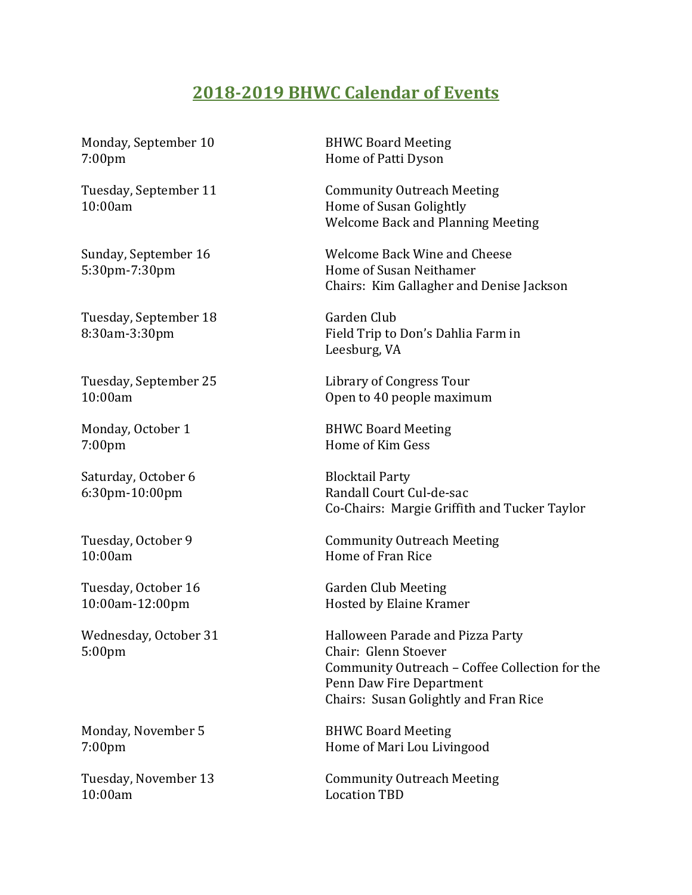## 2018-2019 BHWC Calendar of Events

| Date / Time | Event |
|---|---|
| Monday, September 10<br>7:00pm | BHWC Board Meeting<br>Home of Patti Dyson |
| Tuesday, September 11<br>10:00am | Community Outreach Meeting<br>Home of Susan Golightly<br>Welcome Back and Planning Meeting |
| Sunday, September 16<br>5:30pm-7:30pm | Welcome Back Wine and Cheese<br>Home of Susan Neithamer<br>Chairs: Kim Gallagher and Denise Jackson |
| Tuesday, September 18<br>8:30am-3:30pm | Garden Club<br>Field Trip to Don's Dahlia Farm in Leesburg, VA |
| Tuesday, September 25<br>10:00am | Library of Congress Tour<br>Open to 40 people maximum |
| Monday, October 1<br>7:00pm | BHWC Board Meeting<br>Home of Kim Gess |
| Saturday, October 6<br>6:30pm-10:00pm | Blocktail Party<br>Randall Court Cul-de-sac<br>Co-Chairs: Margie Griffith and Tucker Taylor |
| Tuesday, October 9<br>10:00am | Community Outreach Meeting<br>Home of Fran Rice |
| Tuesday, October 16<br>10:00am-12:00pm | Garden Club Meeting<br>Hosted by Elaine Kramer |
| Wednesday, October 31<br>5:00pm | Halloween Parade and Pizza Party<br>Chair: Glenn Stoever<br>Community Outreach – Coffee Collection for the Penn Daw Fire Department<br>Chairs: Susan Golightly and Fran Rice |
| Monday, November 5<br>7:00pm | BHWC Board Meeting<br>Home of Mari Lou Livingood |
| Tuesday, November 13<br>10:00am | Community Outreach Meeting<br>Location TBD |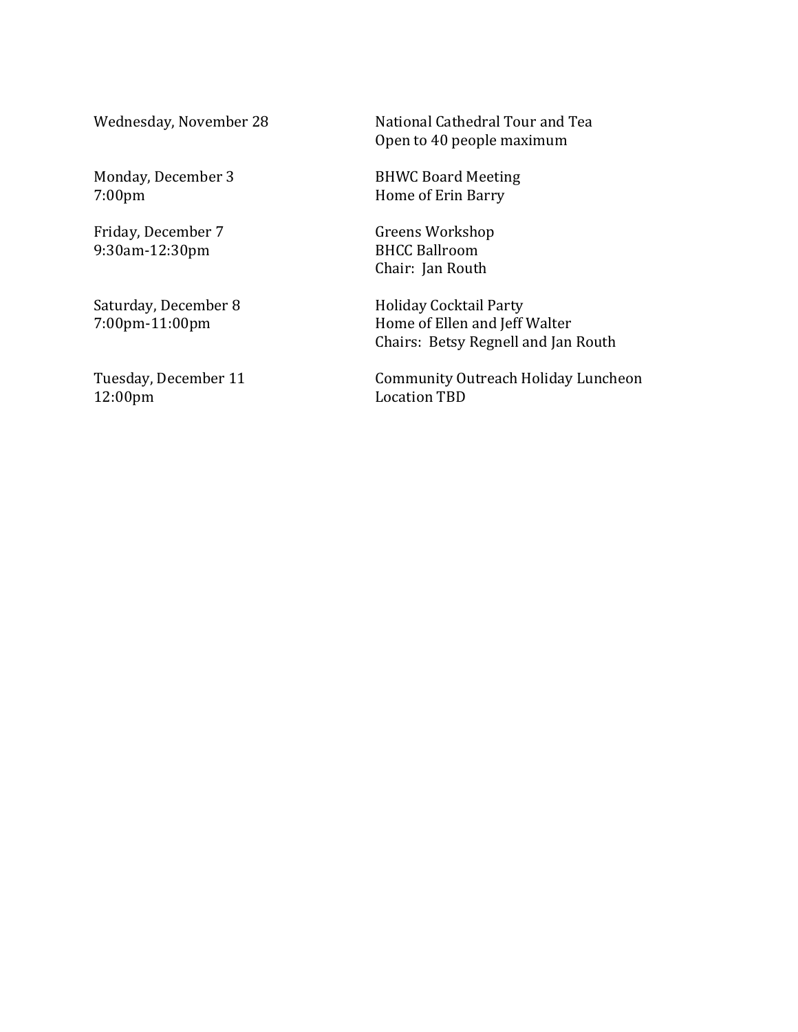| | |
|---|---|
| Wednesday, November 28 | National Cathedral Tour and Tea<br>Open to 40 people maximum |
| Monday, December 3<br>7:00pm | BHWC Board Meeting<br>Home of Erin Barry |
| Friday, December 7<br>9:30am-12:30pm | Greens Workshop<br>BHCC Ballroom<br>Chair: Jan Routh |
| Saturday, December 8<br>7:00pm-11:00pm | Holiday Cocktail Party<br>Home of Ellen and Jeff Walter<br>Chairs: Betsy Regnell and Jan Routh |
| Tuesday, December 11<br>12:00pm | Community Outreach Holiday Luncheon<br>Location TBD |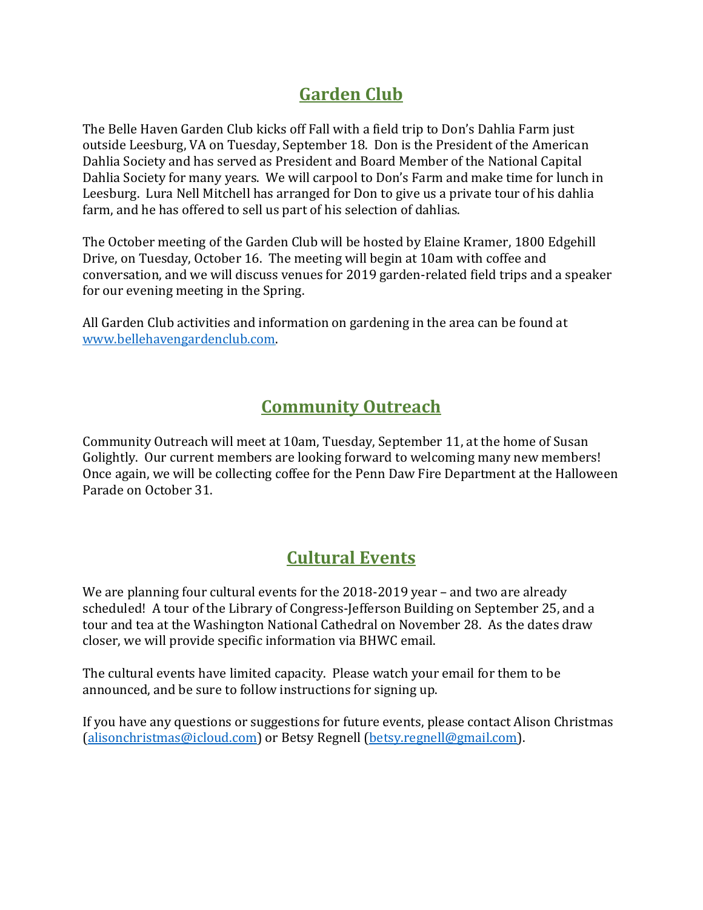## Garden Club

The Belle Haven Garden Club kicks off Fall with a field trip to Don's Dahlia Farm just outside Leesburg, VA on Tuesday, September 18. Don is the President of the American Dahlia Society and has served as President and Board Member of the National Capital Dahlia Society for many years. We will carpool to Don's Farm and make time for lunch in Leesburg. Lura Nell Mitchell has arranged for Don to give us a private tour of his dahlia farm, and he has offered to sell us part of his selection of dahlias.

The October meeting of the Garden Club will be hosted by Elaine Kramer, 1800 Edgehill Drive, on Tuesday, October 16. The meeting will begin at 10am with coffee and conversation, and we will discuss venues for 2019 garden-related field trips and a speaker for our evening meeting in the Spring.

All Garden Club activities and information on gardening in the area can be found at [www.bellehavengardenclub.com](http://www.bellehavengardenclub.com).

## Community Outreach

Community Outreach will meet at 10am, Tuesday, September 11, at the home of Susan Golightly. Our current members are looking forward to welcoming many new members! Once again, we will be collecting coffee for the Penn Daw Fire Department at the Halloween Parade on October 31.

## Cultural Events

We are planning four cultural events for the 2018-2019 year – and two are already scheduled! A tour of the Library of Congress-Jefferson Building on September 25, and a tour and tea at the Washington National Cathedral on November 28. As the dates draw closer, we will provide specific information via BHWC email.

The cultural events have limited capacity. Please watch your email for them to be announced, and be sure to follow instructions for signing up.

If you have any questions or suggestions for future events, please contact Alison Christmas ([alisonchristmas@icloud.com](mailto:alisonchristmas@icloud.com)) or Betsy Regnell ([betsy.regnell@gmail.com](mailto:betsy.regnell@gmail.com)).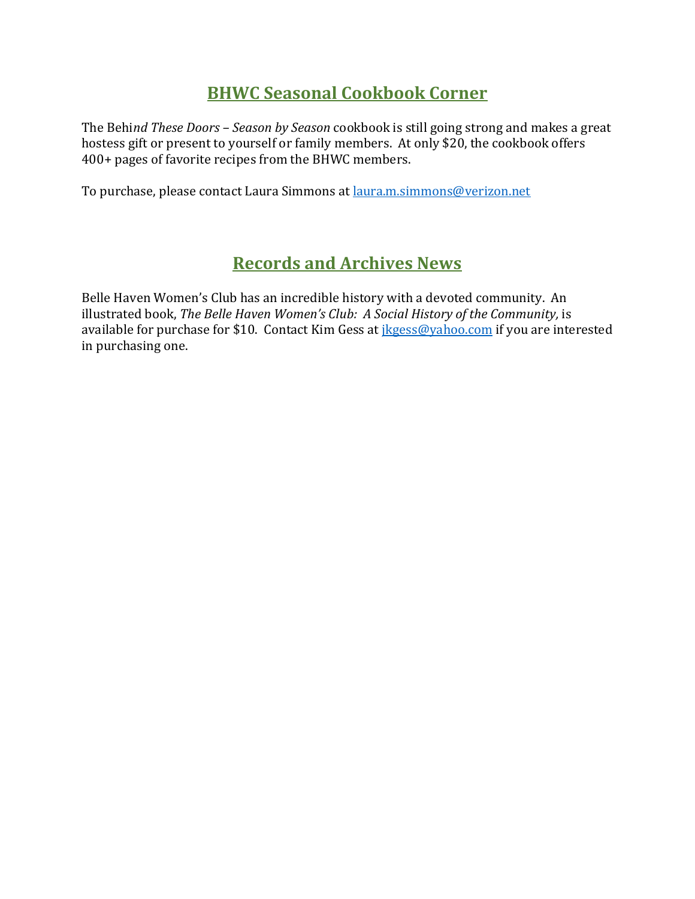## BHWC Seasonal Cookbook Corner

The Behi*nd These Doors – Season by Season* cookbook is still going strong and makes a great hostess gift or present to yourself or family members. At only $20, the cookbook offers 400+ pages of favorite recipes from the BHWC members.

To purchase, please contact Laura Simmons at laura.m.simmons@verizon.net

## Records and Archives News

Belle Haven Women's Club has an incredible history with a devoted community. An illustrated book, *The Belle Haven Women's Club: A Social History of the Community,* is available for purchase for $10. Contact Kim Gess at jkgess@yahoo.com if you are interested in purchasing one.